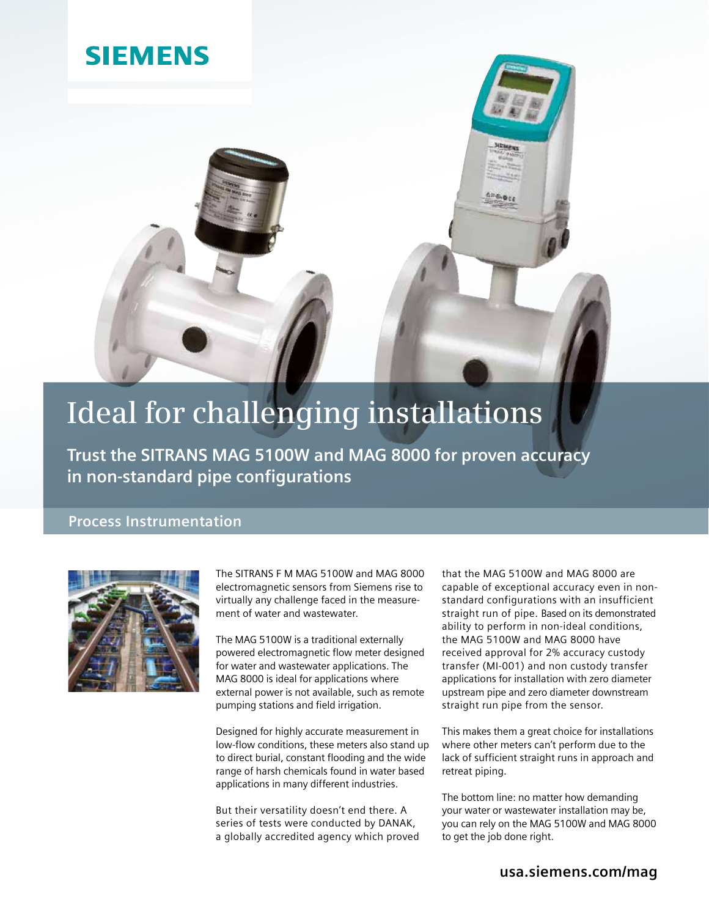SIEMENS

# Ideal for challenging installations

**Trust the SITRANS MAG 5100W and MAG 8000 for proven accuracy in non-standard pipe configurations**

## Process Instrumentation

The SITRANS F M MAG 5100W and MAG 8000 electromagnetic sensors from Siemens rise to virtually any challenge faced in the measurement of water and wastewater.

The MAG 5100W is a traditional externally powered electromagnetic flow meter designed for water and wastewater applications. The MAG 8000 is ideal for applications where external power is not available, such as remote pumping stations and field irrigation.

Designed for highly accurate measurement in low-flow conditions, these meters also stand up to direct burial, constant flooding and the wide range of harsh chemicals found in water based applications in many different industries.

But their versatility doesn't end there. A series of tests were conducted by DANAK, a globally accredited agency which proved that the MAG 5100W and MAG 8000 are capable of exceptional accuracy even in non-standard configurations with an insufficient straight run of pipe. Based on its demonstrated ability to perform in non-ideal conditions, the MAG 5100W and MAG 8000 have received approval for 2% accuracy custody transfer (MI-001) and non custody transfer applications for installation with zero diameter upstream pipe and zero diameter downstream straight run pipe from the sensor.

This makes them a great choice for installations where other meters can't perform due to the lack of sufficient straight runs in approach and retreat piping.

The bottom line: no matter how demanding your water or wastewater installation may be, you can rely on the MAG 5100W and MAG 8000 to get the job done right.

**usa.siemens.com/mag**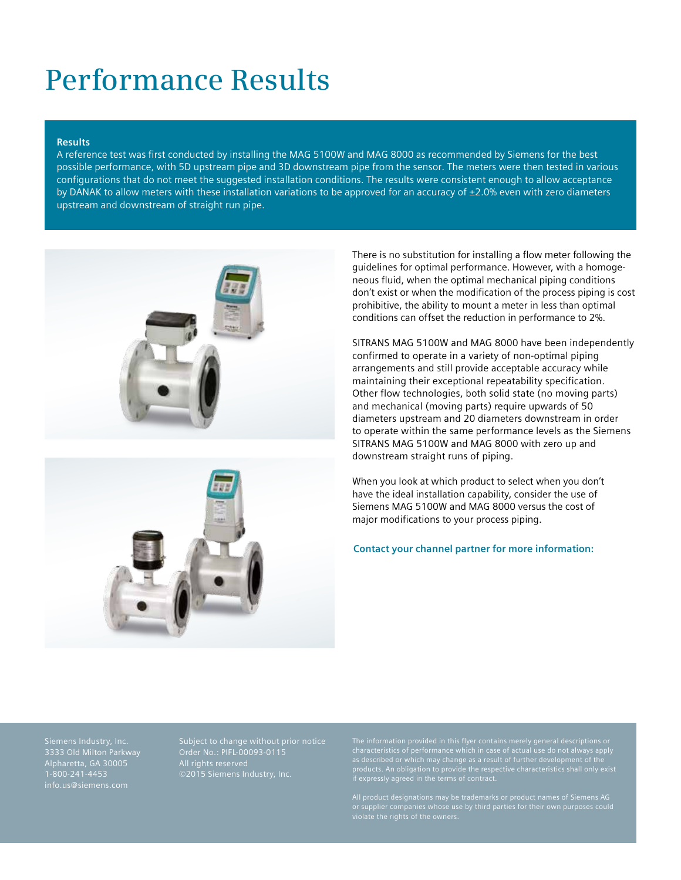# Performance Results

**Results**

A reference test was first conducted by installing the MAG 5100W and MAG 8000 as recommended by Siemens for the best possible performance, with 5D upstream pipe and 3D downstream pipe from the sensor. The meters were then tested in various configurations that do not meet the suggested installation conditions. The results were consistent enough to allow acceptance by DANAK to allow meters with these installation variations to be approved for an accuracy of ±2.0% even with zero diameters upstream and downstream of straight run pipe.

There is no substitution for installing a flow meter following the guidelines for optimal performance. However, with a homogeneous fluid, when the optimal mechanical piping conditions don't exist or when the modification of the process piping is cost prohibitive, the ability to mount a meter in less than optimal conditions can offset the reduction in performance to 2%.

SITRANS MAG 5100W and MAG 8000 have been independently confirmed to operate in a variety of non-optimal piping arrangements and still provide acceptable accuracy while maintaining their exceptional repeatability specification. Other flow technologies, both solid state (no moving parts) and mechanical (moving parts) require upwards of 50 diameters upstream and 20 diameters downstream in order to operate within the same performance levels as the Siemens SITRANS MAG 5100W and MAG 8000 with zero up and downstream straight runs of piping.

When you look at which product to select when you don't have the ideal installation capability, consider the use of Siemens MAG 5100W and MAG 8000 versus the cost of major modifications to your process piping.

**Contact your channel partner for more information:**

Siemens Industry, Inc.
3333 Old Milton Parkway
Alpharetta, GA 30005
1-800-241-4453
info.us@siemens.com

Subject to change without prior notice
Order No.: PIFL-00093-0115
All rights reserved
©2015 Siemens Industry, Inc.

The information provided in this flyer contains merely general descriptions or characteristics of performance which in case of actual use do not always apply as described or which may change as a result of further development of the products. An obligation to provide the respective characteristics shall only exist if expressly agreed in the terms of contract.

All product designations may be trademarks or product names of Siemens AG or supplier companies whose use by third parties for their own purposes could violate the rights of the owners.